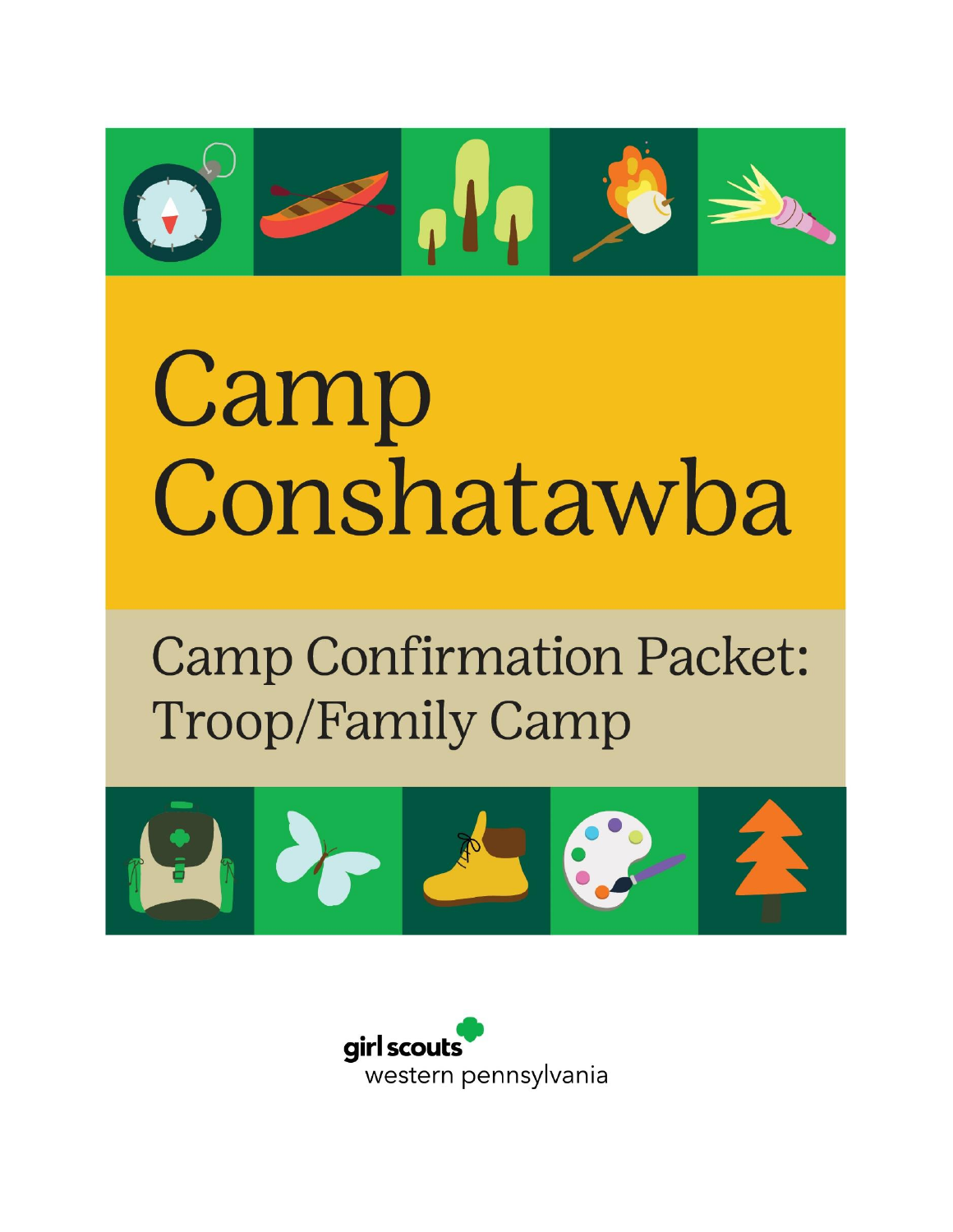# Camp Conshatawba

## Camp Confirmation Packet: Troop/Family Camp

girl scouts western pennsylvania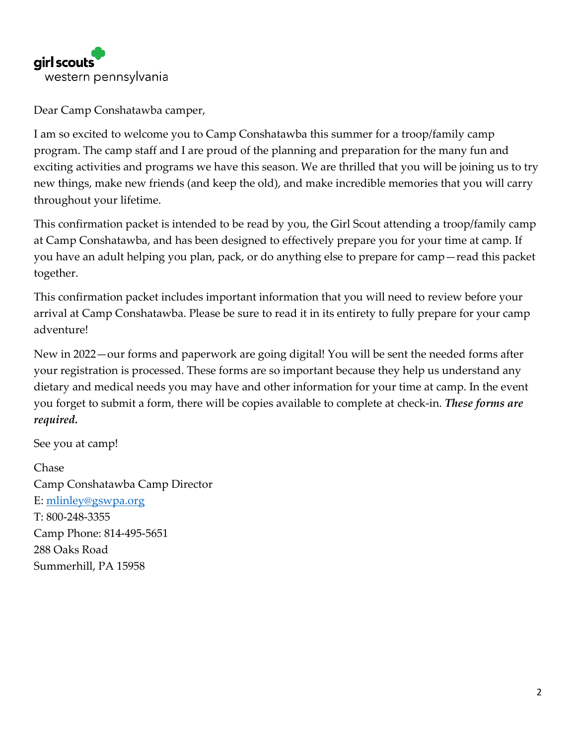girl scouts
western pennsylvania

Dear Camp Conshatawba camper,

I am so excited to welcome you to Camp Conshatawba this summer for a troop/family camp program. The camp staff and I are proud of the planning and preparation for the many fun and exciting activities and programs we have this season. We are thrilled that you will be joining us to try new things, make new friends (and keep the old), and make incredible memories that you will carry throughout your lifetime.

This confirmation packet is intended to be read by you, the Girl Scout attending a troop/family camp at Camp Conshatawba, and has been designed to effectively prepare you for your time at camp. If you have an adult helping you plan, pack, or do anything else to prepare for camp—read this packet together.

This confirmation packet includes important information that you will need to review before your arrival at Camp Conshatawba. Please be sure to read it in its entirety to fully prepare for your camp adventure!

New in 2022—our forms and paperwork are going digital! You will be sent the needed forms after your registration is processed. These forms are so important because they help us understand any dietary and medical needs you may have and other information for your time at camp. In the event you forget to submit a form, there will be copies available to complete at check-in. ***These forms are required.***

See you at camp!

Chase
Camp Conshatawba Camp Director
E: [mlinley@gswpa.org](mailto:mlinley@gswpa.org)
T: 800-248-3355
Camp Phone: 814-495-5651
288 Oaks Road
Summerhill, PA 15958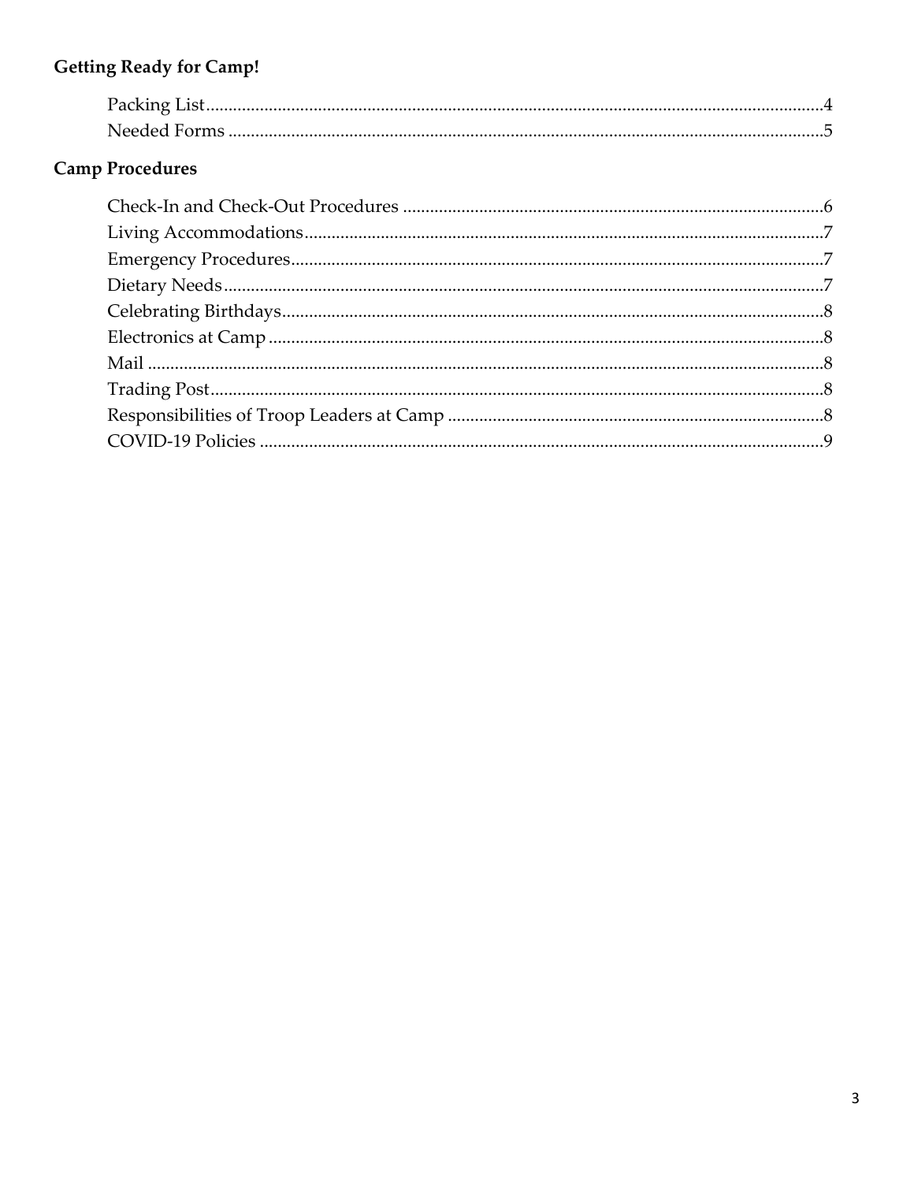## Getting Ready for Camp!

- Packing List....4
- Needed Forms....5

## Camp Procedures

- Check-In and Check-Out Procedures....6
- Living Accommodations....7
- Emergency Procedures....7
- Dietary Needs....7
- Celebrating Birthdays....8
- Electronics at Camp....8
- Mail....8
- Trading Post....8
- Responsibilities of Troop Leaders at Camp....8
- COVID-19 Policies....9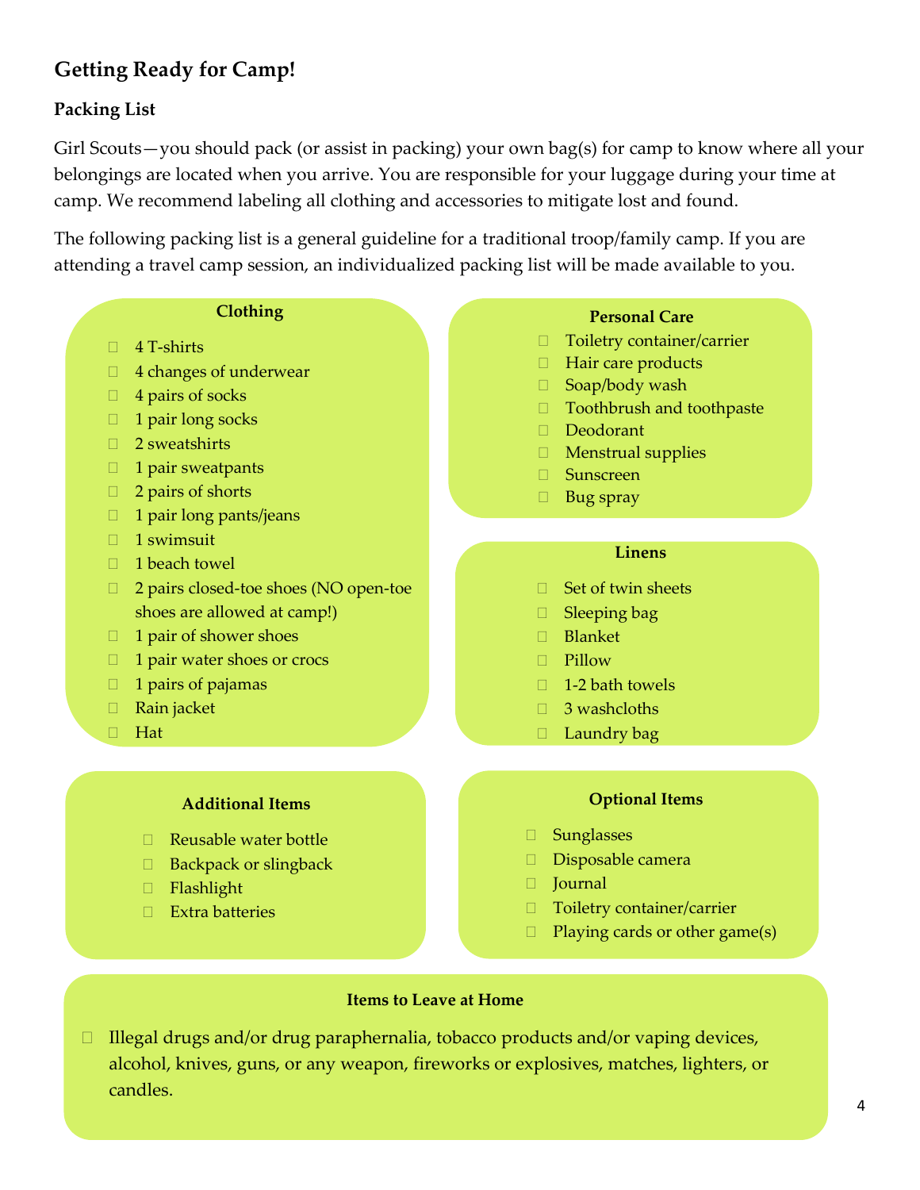## Getting Ready for Camp!

### Packing List

Girl Scouts—you should pack (or assist in packing) your own bag(s) for camp to know where all your belongings are located when you arrive. You are responsible for your luggage during your time at camp. We recommend labeling all clothing and accessories to mitigate lost and found.

The following packing list is a general guideline for a traditional troop/family camp. If you are attending a travel camp session, an individualized packing list will be made available to you.

**Clothing**

- 4 T-shirts
- 4 changes of underwear
- 4 pairs of socks
- 1 pair long socks
- 2 sweatshirts
- 1 pair sweatpants
- 2 pairs of shorts
- 1 pair long pants/jeans
- 1 swimsuit
- 1 beach towel
- 2 pairs closed-toe shoes (NO open-toe shoes are allowed at camp!)
- 1 pair of shower shoes
- 1 pair water shoes or crocs
- 1 pairs of pajamas
- Rain jacket
- Hat

**Personal Care**

- Toiletry container/carrier
- Hair care products
- Soap/body wash
- Toothbrush and toothpaste
- Deodorant
- Menstrual supplies
- Sunscreen
- Bug spray

**Linens**

- Set of twin sheets
- Sleeping bag
- Blanket
- Pillow
- 1-2 bath towels
- 3 washcloths
- Laundry bag

**Additional Items**

- Reusable water bottle
- Backpack or slingback
- Flashlight
- Extra batteries

**Optional Items**

- Sunglasses
- Disposable camera
- Journal
- Toiletry container/carrier
- Playing cards or other game(s)

**Items to Leave at Home**

- Illegal drugs and/or drug paraphernalia, tobacco products and/or vaping devices, alcohol, knives, guns, or any weapon, fireworks or explosives, matches, lighters, or candles.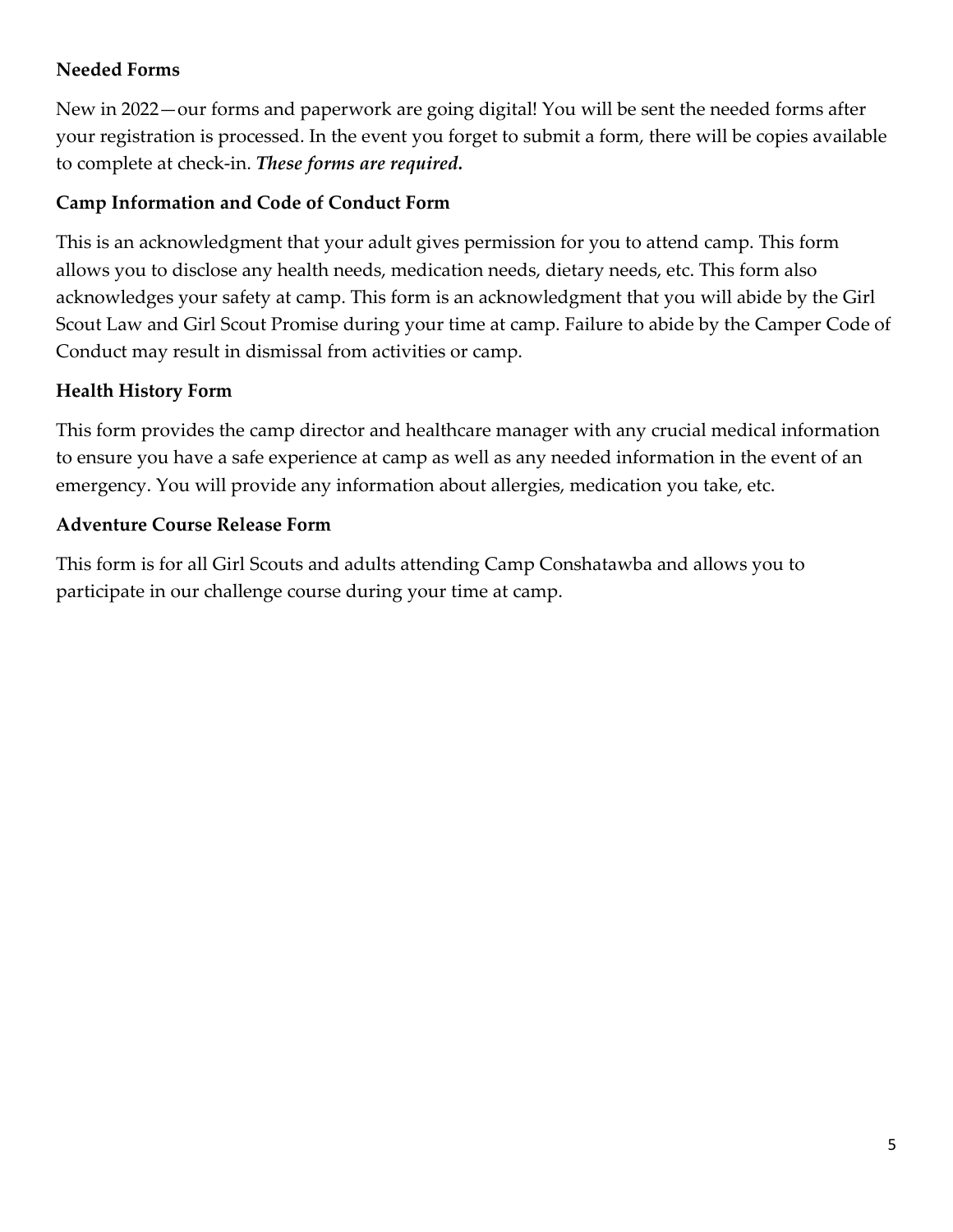**Needed Forms**

New in 2022—our forms and paperwork are going digital! You will be sent the needed forms after your registration is processed. In the event you forget to submit a form, there will be copies available to complete at check-in. ***These forms are required.***

**Camp Information and Code of Conduct Form**

This is an acknowledgment that your adult gives permission for you to attend camp. This form allows you to disclose any health needs, medication needs, dietary needs, etc. This form also acknowledges your safety at camp. This form is an acknowledgment that you will abide by the Girl Scout Law and Girl Scout Promise during your time at camp. Failure to abide by the Camper Code of Conduct may result in dismissal from activities or camp.

**Health History Form**

This form provides the camp director and healthcare manager with any crucial medical information to ensure you have a safe experience at camp as well as any needed information in the event of an emergency. You will provide any information about allergies, medication you take, etc.

**Adventure Course Release Form**

This form is for all Girl Scouts and adults attending Camp Conshatawba and allows you to participate in our challenge course during your time at camp.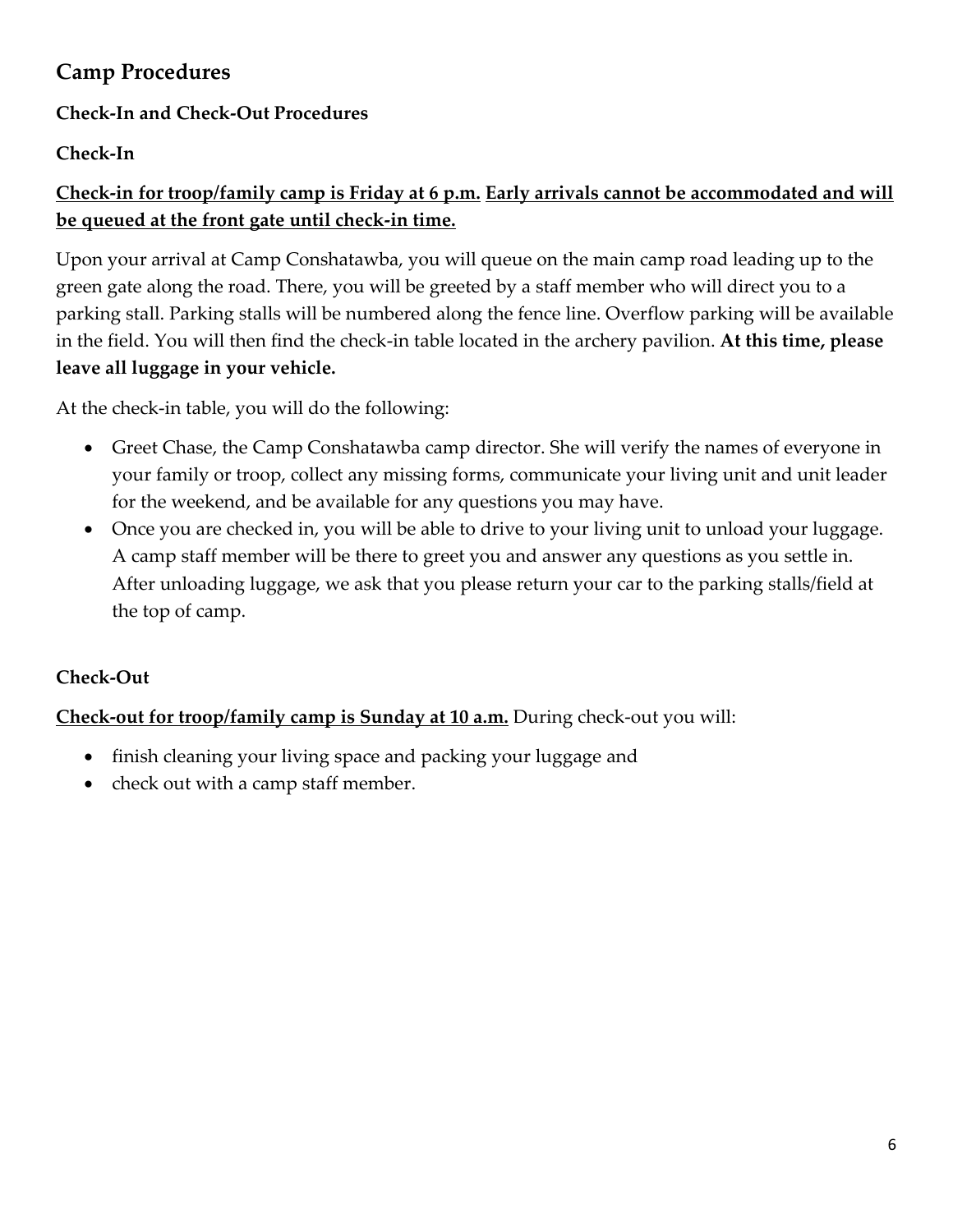## Camp Procedures

### Check-In and Check-Out Procedures

### Check-In

<u>**Check-in for troop/family camp is Friday at 6 p.m.**</u> <u>**Early arrivals cannot be accommodated and will be queued at the front gate until check-in time.**</u>

Upon your arrival at Camp Conshatawba, you will queue on the main camp road leading up to the green gate along the road. There, you will be greeted by a staff member who will direct you to a parking stall. Parking stalls will be numbered along the fence line. Overflow parking will be available in the field. You will then find the check-in table located in the archery pavilion. **At this time, please leave all luggage in your vehicle.**

At the check-in table, you will do the following:

- Greet Chase, the Camp Conshatawba camp director. She will verify the names of everyone in your family or troop, collect any missing forms, communicate your living unit and unit leader for the weekend, and be available for any questions you may have.
- Once you are checked in, you will be able to drive to your living unit to unload your luggage. A camp staff member will be there to greet you and answer any questions as you settle in. After unloading luggage, we ask that you please return your car to the parking stalls/field at the top of camp.

### Check-Out

<u>**Check-out for troop/family camp is Sunday at 10 a.m.**</u> During check-out you will:

- finish cleaning your living space and packing your luggage and
- check out with a camp staff member.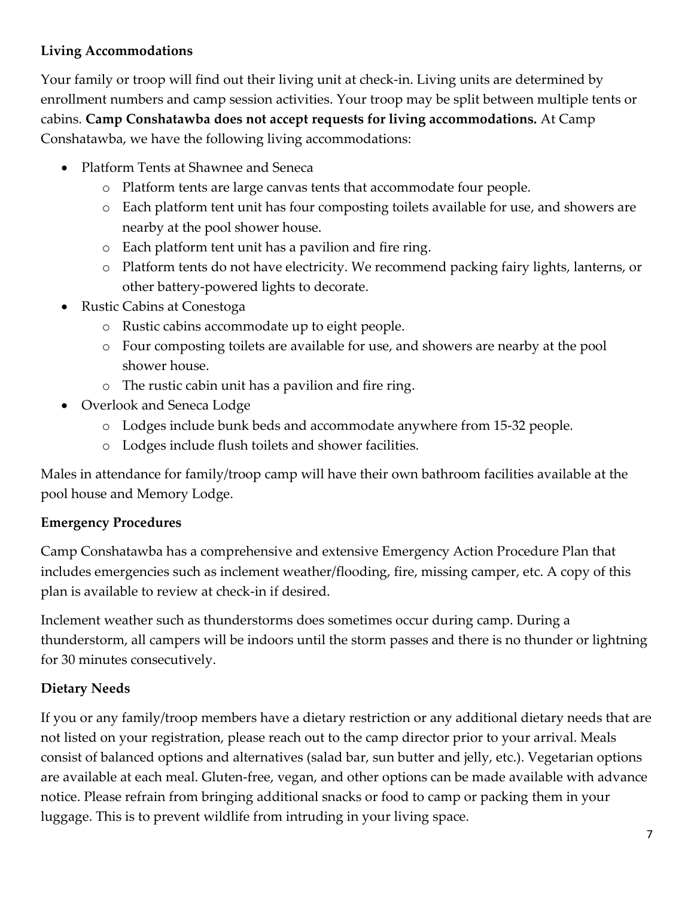**Living Accommodations**

Your family or troop will find out their living unit at check-in. Living units are determined by enrollment numbers and camp session activities. Your troop may be split between multiple tents or cabins. **Camp Conshatawba does not accept requests for living accommodations.** At Camp Conshatawba, we have the following living accommodations:

- Platform Tents at Shawnee and Seneca
  - Platform tents are large canvas tents that accommodate four people.
  - Each platform tent unit has four composting toilets available for use, and showers are nearby at the pool shower house.
  - Each platform tent unit has a pavilion and fire ring.
  - Platform tents do not have electricity. We recommend packing fairy lights, lanterns, or other battery-powered lights to decorate.
- Rustic Cabins at Conestoga
  - Rustic cabins accommodate up to eight people.
  - Four composting toilets are available for use, and showers are nearby at the pool shower house.
  - The rustic cabin unit has a pavilion and fire ring.
- Overlook and Seneca Lodge
  - Lodges include bunk beds and accommodate anywhere from 15-32 people.
  - Lodges include flush toilets and shower facilities.

Males in attendance for family/troop camp will have their own bathroom facilities available at the pool house and Memory Lodge.

**Emergency Procedures**

Camp Conshatawba has a comprehensive and extensive Emergency Action Procedure Plan that includes emergencies such as inclement weather/flooding, fire, missing camper, etc. A copy of this plan is available to review at check-in if desired.

Inclement weather such as thunderstorms does sometimes occur during camp. During a thunderstorm, all campers will be indoors until the storm passes and there is no thunder or lightning for 30 minutes consecutively.

**Dietary Needs**

If you or any family/troop members have a dietary restriction or any additional dietary needs that are not listed on your registration, please reach out to the camp director prior to your arrival. Meals consist of balanced options and alternatives (salad bar, sun butter and jelly, etc.). Vegetarian options are available at each meal. Gluten-free, vegan, and other options can be made available with advance notice. Please refrain from bringing additional snacks or food to camp or packing them in your luggage. This is to prevent wildlife from intruding in your living space.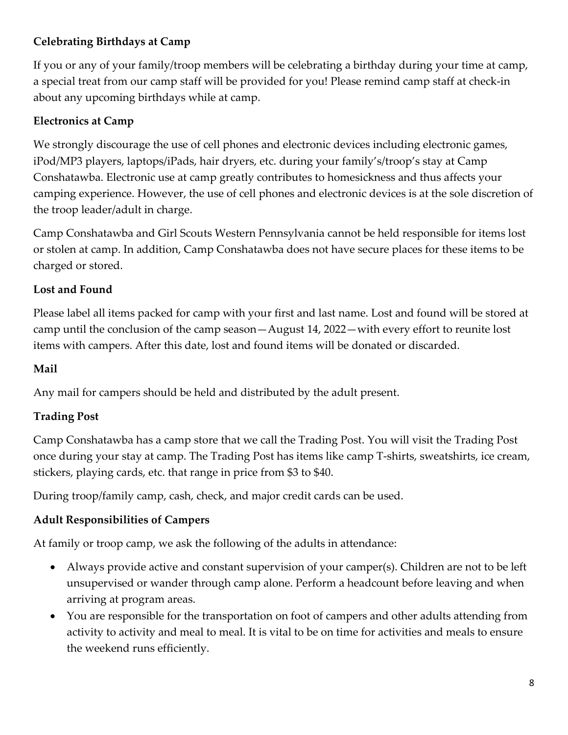**Celebrating Birthdays at Camp**

If you or any of your family/troop members will be celebrating a birthday during your time at camp, a special treat from our camp staff will be provided for you! Please remind camp staff at check-in about any upcoming birthdays while at camp.

**Electronics at Camp**

We strongly discourage the use of cell phones and electronic devices including electronic games, iPod/MP3 players, laptops/iPads, hair dryers, etc. during your family's/troop's stay at Camp Conshatawba. Electronic use at camp greatly contributes to homesickness and thus affects your camping experience. However, the use of cell phones and electronic devices is at the sole discretion of the troop leader/adult in charge.

Camp Conshatawba and Girl Scouts Western Pennsylvania cannot be held responsible for items lost or stolen at camp. In addition, Camp Conshatawba does not have secure places for these items to be charged or stored.

**Lost and Found**

Please label all items packed for camp with your first and last name. Lost and found will be stored at camp until the conclusion of the camp season—August 14, 2022—with every effort to reunite lost items with campers. After this date, lost and found items will be donated or discarded.

**Mail**

Any mail for campers should be held and distributed by the adult present.

**Trading Post**

Camp Conshatawba has a camp store that we call the Trading Post. You will visit the Trading Post once during your stay at camp. The Trading Post has items like camp T-shirts, sweatshirts, ice cream, stickers, playing cards, etc. that range in price from $3 to $40.

During troop/family camp, cash, check, and major credit cards can be used.

**Adult Responsibilities of Campers**

At family or troop camp, we ask the following of the adults in attendance:

- Always provide active and constant supervision of your camper(s). Children are not to be left unsupervised or wander through camp alone. Perform a headcount before leaving and when arriving at program areas.
- You are responsible for the transportation on foot of campers and other adults attending from activity to activity and meal to meal. It is vital to be on time for activities and meals to ensure the weekend runs efficiently.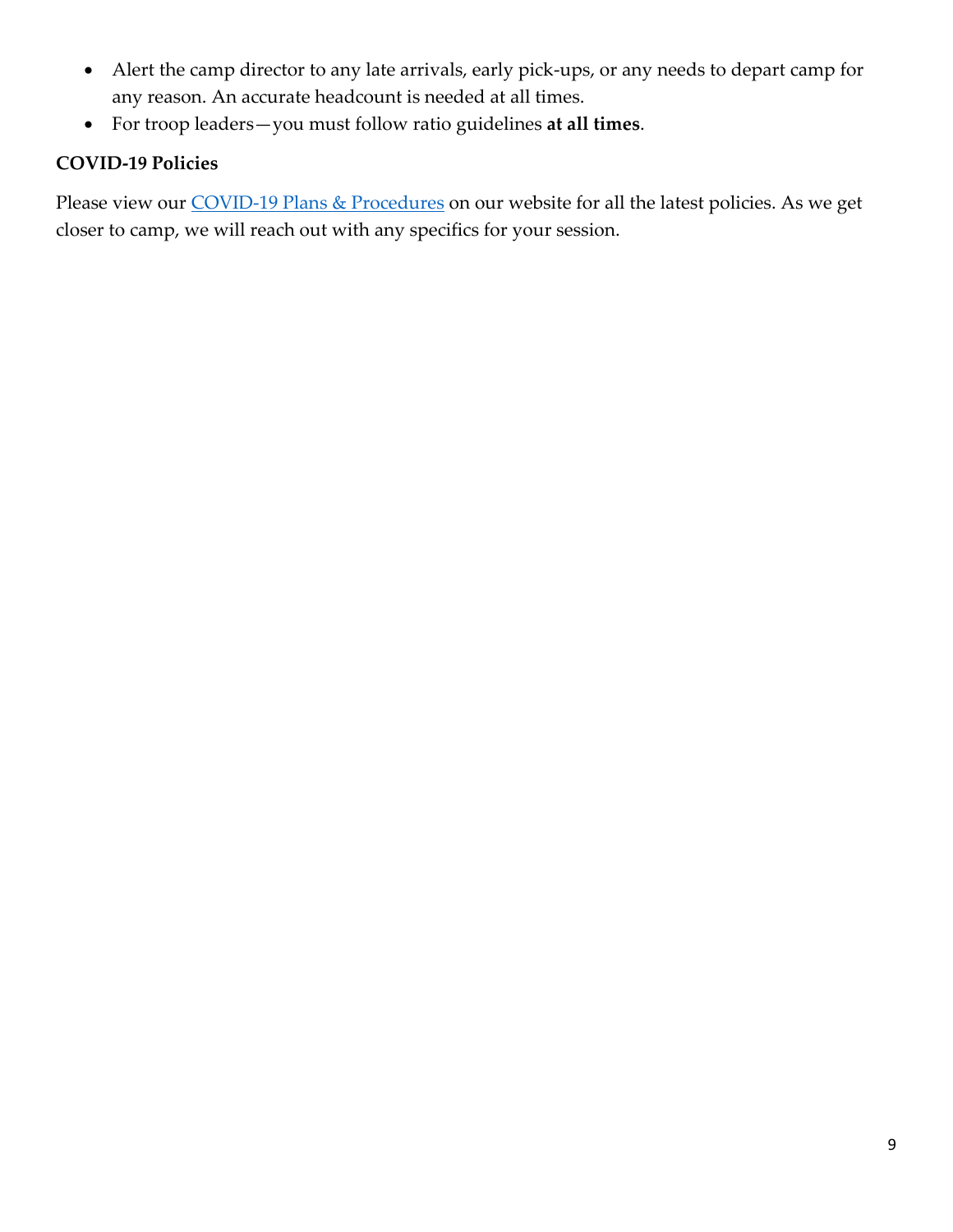- Alert the camp director to any late arrivals, early pick-ups, or any needs to depart camp for any reason. An accurate headcount is needed at all times.
- For troop leaders—you must follow ratio guidelines **at all times**.

**COVID-19 Policies**

Please view our COVID-19 Plans & Procedures on our website for all the latest policies. As we get closer to camp, we will reach out with any specifics for your session.